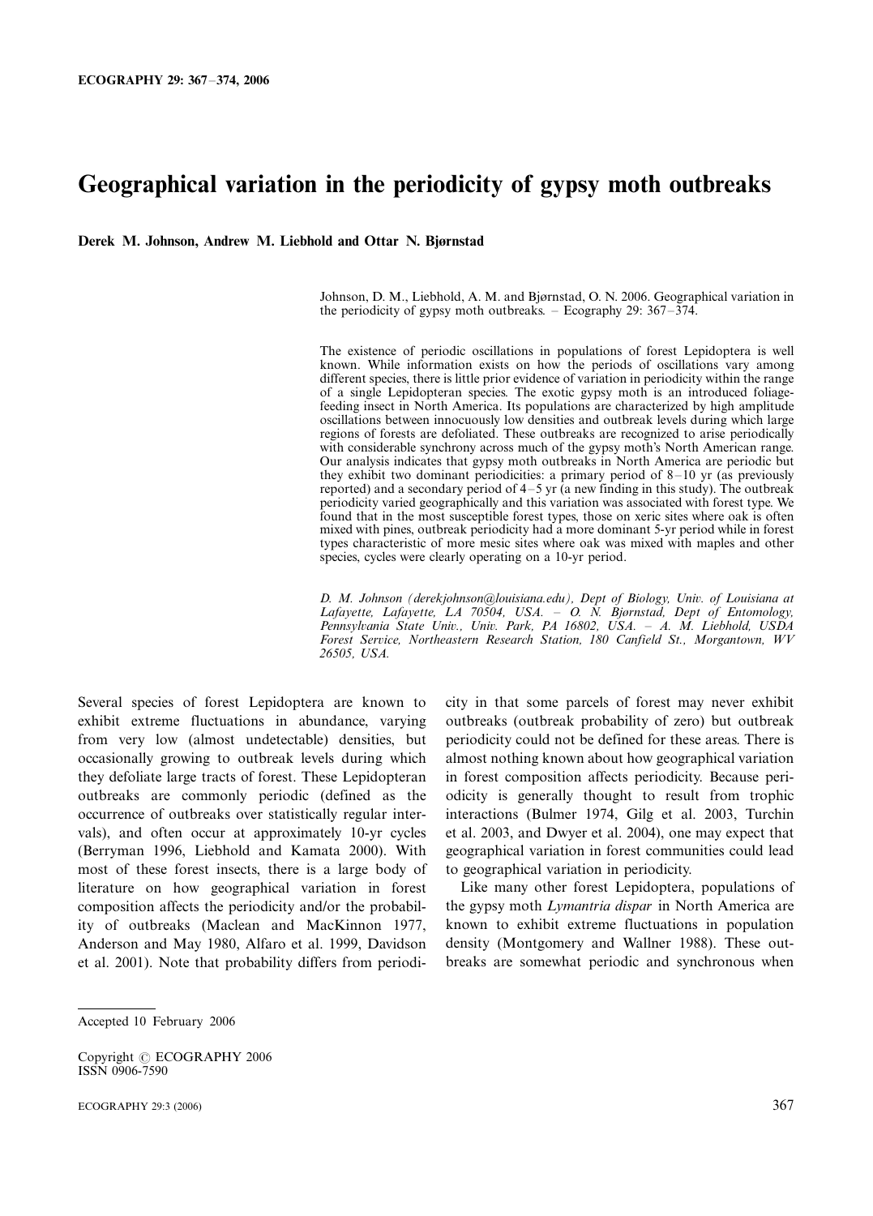# Geographical variation in the periodicity of gypsy moth outbreaks

**Derek M. Johnson, Andrew M. Liebhold and Ottar N. Bjørnstad**

Johnson, D. M., Liebhold, A. M. and Bjørnstad, O. N. 2006. Geographical variation in the periodicity of gypsy moth outbreaks. – Ecography 29: 367–374.

The existence of periodic oscillations in populations of forest Lepidoptera is well known. While information exists on how the periods of oscillations vary among different species, there is little prior evidence of variation in periodicity within the range of a single Lepidopteran species. The exotic gypsy moth is an introduced foliage-feeding insect in North America. Its populations are characterized by high amplitude oscillations between innocuously low densities and outbreak levels during which large regions of forests are defoliated. These outbreaks are recognized to arise periodically with considerable synchrony across much of the gypsy moth's North American range. Our analysis indicates that gypsy moth outbreaks in North America are periodic but they exhibit two dominant periodicities: a primary period of 8–10 yr (as previously reported) and a secondary period of 4–5 yr (a new finding in this study). The outbreak periodicity varied geographically and this variation was associated with forest type. We found that in the most susceptible forest types, those on xeric sites where oak is often mixed with pines, outbreak periodicity had a more dominant 5-yr period while in forest types characteristic of more mesic sites where oak was mixed with maples and other species, cycles were clearly operating on a 10-yr period.

*D. M. Johnson (derekjohnson@louisiana.edu), Dept of Biology, Univ. of Louisiana at Lafayette, Lafayette, LA 70504, USA. – O. N. Bjørnstad, Dept of Entomology, Pennsylvania State Univ., Univ. Park, PA 16802, USA. – A. M. Liebhold, USDA Forest Service, Northeastern Research Station, 180 Canfield St., Morgantown, WV 26505, USA.*

Several species of forest Lepidoptera are known to exhibit extreme fluctuations in abundance, varying from very low (almost undetectable) densities, but occasionally growing to outbreak levels during which they defoliate large tracts of forest. These Lepidopteran outbreaks are commonly periodic (defined as the occurrence of outbreaks over statistically regular intervals), and often occur at approximately 10-yr cycles (Berryman 1996, Liebhold and Kamata 2000). With most of these forest insects, there is a large body of literature on how geographical variation in forest composition affects the periodicity and/or the probability of outbreaks (Maclean and MacKinnon 1977, Anderson and May 1980, Alfaro et al. 1999, Davidson et al. 2001). Note that probability differs from periodicity in that some parcels of forest may never exhibit outbreaks (outbreak probability of zero) but outbreak periodicity could not be defined for these areas. There is almost nothing known about how geographical variation in forest composition affects periodicity. Because periodicity is generally thought to result from trophic interactions (Bulmer 1974, Gilg et al. 2003, Turchin et al. 2003, and Dwyer et al. 2004), one may expect that geographical variation in forest communities could lead to geographical variation in periodicity.

Like many other forest Lepidoptera, populations of the gypsy moth *Lymantria dispar* in North America are known to exhibit extreme fluctuations in population density (Montgomery and Wallner 1988). These outbreaks are somewhat periodic and synchronous when

Accepted 10 February 2006

Copyright © ECOGRAPHY 2006
ISSN 0906-7590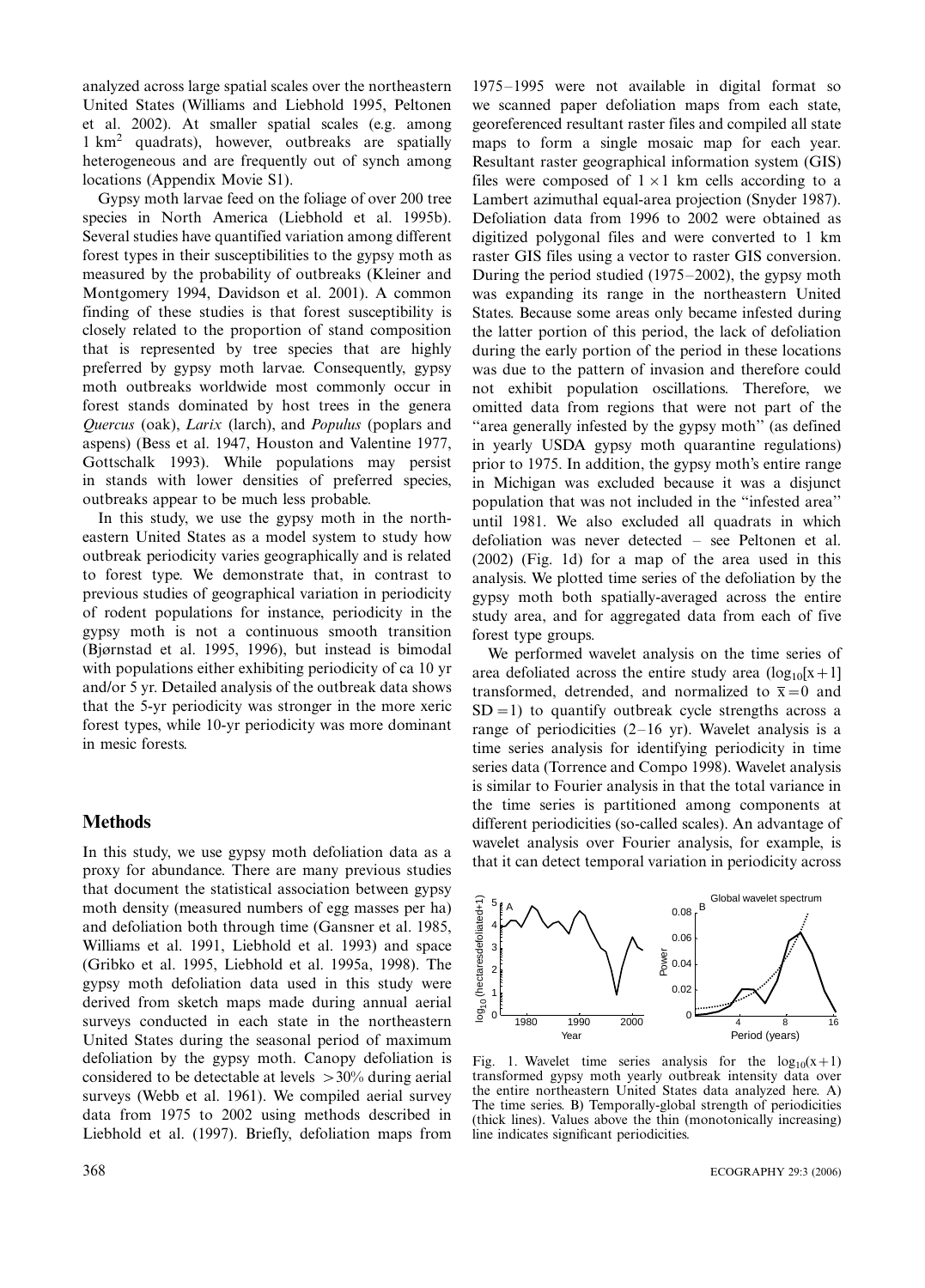analyzed across large spatial scales over the northeastern United States (Williams and Liebhold 1995, Peltonen et al. 2002). At smaller spatial scales (e.g. among 1 $km^2$ quadrats), however, outbreaks are spatially heterogeneous and are frequently out of synch among locations (Appendix Movie S1).

Gypsy moth larvae feed on the foliage of over 200 tree species in North America (Liebhold et al. 1995b). Several studies have quantified variation among different forest types in their susceptibilities to the gypsy moth as measured by the probability of outbreaks (Kleiner and Montgomery 1994, Davidson et al. 2001). A common finding of these studies is that forest susceptibility is closely related to the proportion of stand composition that is represented by tree species that are highly preferred by gypsy moth larvae. Consequently, gypsy moth outbreaks worldwide most commonly occur in forest stands dominated by host trees in the genera *Quercus* (oak), *Larix* (larch), and *Populus* (poplars and aspens) (Bess et al. 1947, Houston and Valentine 1977, Gottschalk 1993). While populations may persist in stands with lower densities of preferred species, outbreaks appear to be much less probable.

In this study, we use the gypsy moth in the northeastern United States as a model system to study how outbreak periodicity varies geographically and is related to forest type. We demonstrate that, in contrast to previous studies of geographical variation in periodicity of rodent populations for instance, periodicity in the gypsy moth is not a continuous smooth transition (Bjørnstad et al. 1995, 1996), but instead is bimodal with populations either exhibiting periodicity of ca 10 yr and/or 5 yr. Detailed analysis of the outbreak data shows that the 5-yr periodicity was stronger in the more xeric forest types, while 10-yr periodicity was more dominant in mesic forests.

## Methods

In this study, we use gypsy moth defoliation data as a proxy for abundance. There are many previous studies that document the statistical association between gypsy moth density (measured numbers of egg masses per ha) and defoliation both through time (Gansner et al. 1985, Williams et al. 1991, Liebhold et al. 1993) and space (Gribko et al. 1995, Liebhold et al. 1995a, 1998). The gypsy moth defoliation data used in this study were derived from sketch maps made during annual aerial surveys conducted in each state in the northeastern United States during the seasonal period of maximum defoliation by the gypsy moth. Canopy defoliation is considered to be detectable at levels >30% during aerial surveys (Webb et al. 1961). We compiled aerial survey data from 1975 to 2002 using methods described in Liebhold et al. (1997). Briefly, defoliation maps from 1975–1995 were not available in digital format so we scanned paper defoliation maps from each state, georeferenced resultant raster files and compiled all state maps to form a single mosaic map for each year. Resultant raster geographical information system (GIS) files were composed of $1 \times 1$ km cells according to a Lambert azimuthal equal-area projection (Snyder 1987). Defoliation data from 1996 to 2002 were obtained as digitized polygonal files and were converted to 1 km raster GIS files using a vector to raster GIS conversion. During the period studied (1975–2002), the gypsy moth was expanding its range in the northeastern United States. Because some areas only became infested during the latter portion of this period, the lack of defoliation during the early portion of the period in these locations was due to the pattern of invasion and therefore could not exhibit population oscillations. Therefore, we omitted data from regions that were not part of the "area generally infested by the gypsy moth" (as defined in yearly USDA gypsy moth quarantine regulations) prior to 1975. In addition, the gypsy moth's entire range in Michigan was excluded because it was a disjunct population that was not included in the "infested area" until 1981. We also excluded all quadrats in which defoliation was never detected – see Peltonen et al. (2002) (Fig. 1d) for a map of the area used in this analysis. We plotted time series of the defoliation by the gypsy moth both spatially-averaged across the entire study area, and for aggregated data from each of five forest type groups.

We performed wavelet analysis on the time series of area defoliated across the entire study area ($\log_{10}[x+1]$ transformed, detrended, and normalized to $\bar{x}=0$ and $SD=1$) to quantify outbreak cycle strengths across a range of periodicities (2–16 yr). Wavelet analysis is a time series analysis for identifying periodicity in time series data (Torrence and Compo 1998). Wavelet analysis is similar to Fourier analysis in that the total variance in the time series is partitioned among components at different periodicities (so-called scales). An advantage of wavelet analysis over Fourier analysis, for example, is that it can detect temporal variation in periodicity across

Fig. 1. Wavelet time series analysis for the $\log_{10}(x+1)$ transformed gypsy moth yearly outbreak intensity data over the entire northeastern United States data analyzed here. A) The time series. B) Temporally-global strength of periodicities (thick lines). Values above the thin (monotonically increasing) line indicates significant periodicities.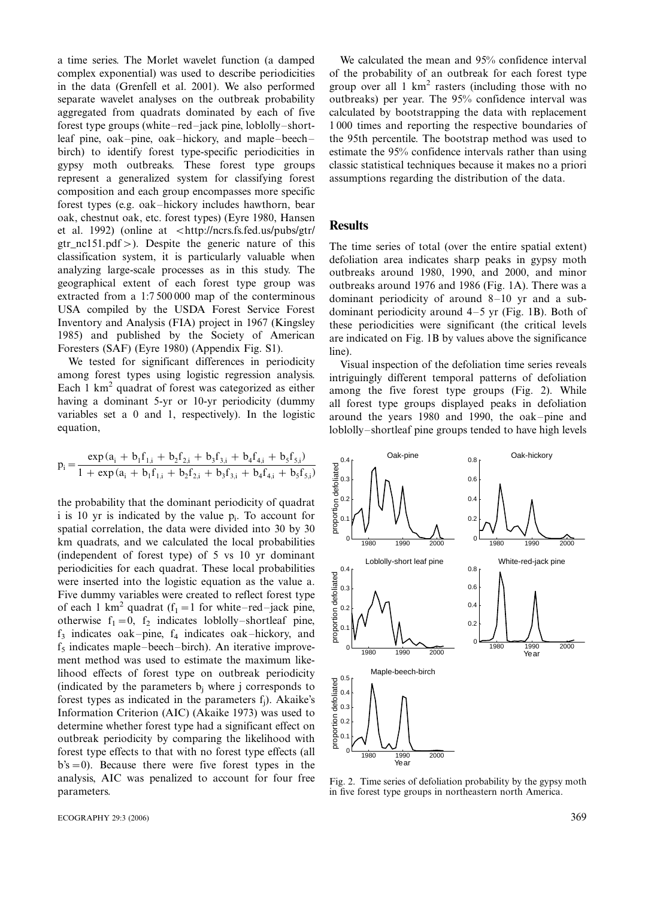a time series. The Morlet wavelet function (a damped complex exponential) was used to describe periodicities in the data (Grenfell et al. 2001). We also performed separate wavelet analyses on the outbreak probability aggregated from quadrats dominated by each of five forest type groups (white–red–jack pine, loblolly–shortleaf pine, oak–pine, oak–hickory, and maple–beech–birch) to identify forest type-specific periodicities in gypsy moth outbreaks. These forest type groups represent a generalized system for classifying forest composition and each group encompasses more specific forest types (e.g. oak–hickory includes hawthorn, bear oak, chestnut oak, etc. forest types) (Eyre 1980, Hansen et al. 1992) (online at <http://ncrs.fs.fed.us/pubs/gtr/gtr_nc151.pdf>). Despite the generic nature of this classification system, it is particularly valuable when analyzing large-scale processes as in this study. The geographical extent of each forest type group was extracted from a 1:7 500 000 map of the conterminous USA compiled by the USDA Forest Service Forest Inventory and Analysis (FIA) project in 1967 (Kingsley 1985) and published by the Society of American Foresters (SAF) (Eyre 1980) (Appendix Fig. S1).

We tested for significant differences in periodicity among forest types using logistic regression analysis. Each 1 $km^2$ quadrat of forest was categorized as either having a dominant 5-yr or 10-yr periodicity (dummy variables set a 0 and 1, respectively). In the logistic equation,

$$p_i = \frac{\exp(a_i + b_1 f_{1,i} + b_2 f_{2,i} + b_3 f_{3,i} + b_4 f_{4,i} + b_5 f_{5,i})}{1 + \exp(a_i + b_1 f_{1,i} + b_2 f_{2,i} + b_3 f_{3,i} + b_4 f_{4,i} + b_5 f_{5,i})}$$

the probability that the dominant periodicity of quadrat i is 10 yr is indicated by the value $p_i$. To account for spatial correlation, the data were divided into 30 by 30 km quadrats, and we calculated the local probabilities (independent of forest type) of 5 vs 10 yr dominant periodicities for each quadrat. These local probabilities were inserted into the logistic equation as the value a. Five dummy variables were created to reflect forest type of each 1 $km^2$ quadrat ($f_1 = 1$ for white–red–jack pine, otherwise $f_1 = 0$, $f_2$ indicates loblolly–shortleaf pine, $f_3$ indicates oak–pine, $f_4$ indicates oak–hickory, and $f_5$ indicates maple–beech–birch). An iterative improvement method was used to estimate the maximum likelihood effects of forest type on outbreak periodicity (indicated by the parameters $b_j$ where j corresponds to forest types as indicated in the parameters $f_j$). Akaike's Information Criterion (AIC) (Akaike 1973) was used to determine whether forest type had a significant effect on outbreak periodicity by comparing the likelihood with forest type effects to that with no forest type effects (all b's = 0). Because there were five forest types in the analysis, AIC was penalized to account for four free parameters.

We calculated the mean and 95% confidence interval of the probability of an outbreak for each forest type group over all 1 $km^2$ rasters (including those with no outbreaks) per year. The 95% confidence interval was calculated by bootstrapping the data with replacement 1 000 times and reporting the respective boundaries of the 95th percentile. The bootstrap method was used to estimate the 95% confidence intervals rather than using classic statistical techniques because it makes no a priori assumptions regarding the distribution of the data.

## Results

The time series of total (over the entire spatial extent) defoliation area indicates sharp peaks in gypsy moth outbreaks around 1980, 1990, and 2000, and minor outbreaks around 1976 and 1986 (Fig. 1A). There was a dominant periodicity of around 8–10 yr and a subdominant periodicity around 4–5 yr (Fig. 1B). Both of these periodicities were significant (the critical levels are indicated on Fig. 1B by values above the significance line).

Visual inspection of the defoliation time series reveals intriguingly different temporal patterns of defoliation among the five forest type groups (Fig. 2). While all forest type groups displayed peaks in defoliation around the years 1980 and 1990, the oak–pine and loblolly–shortleaf pine groups tended to have high levels

Fig. 2. Time series of defoliation probability by the gypsy moth in five forest type groups in northeastern north America.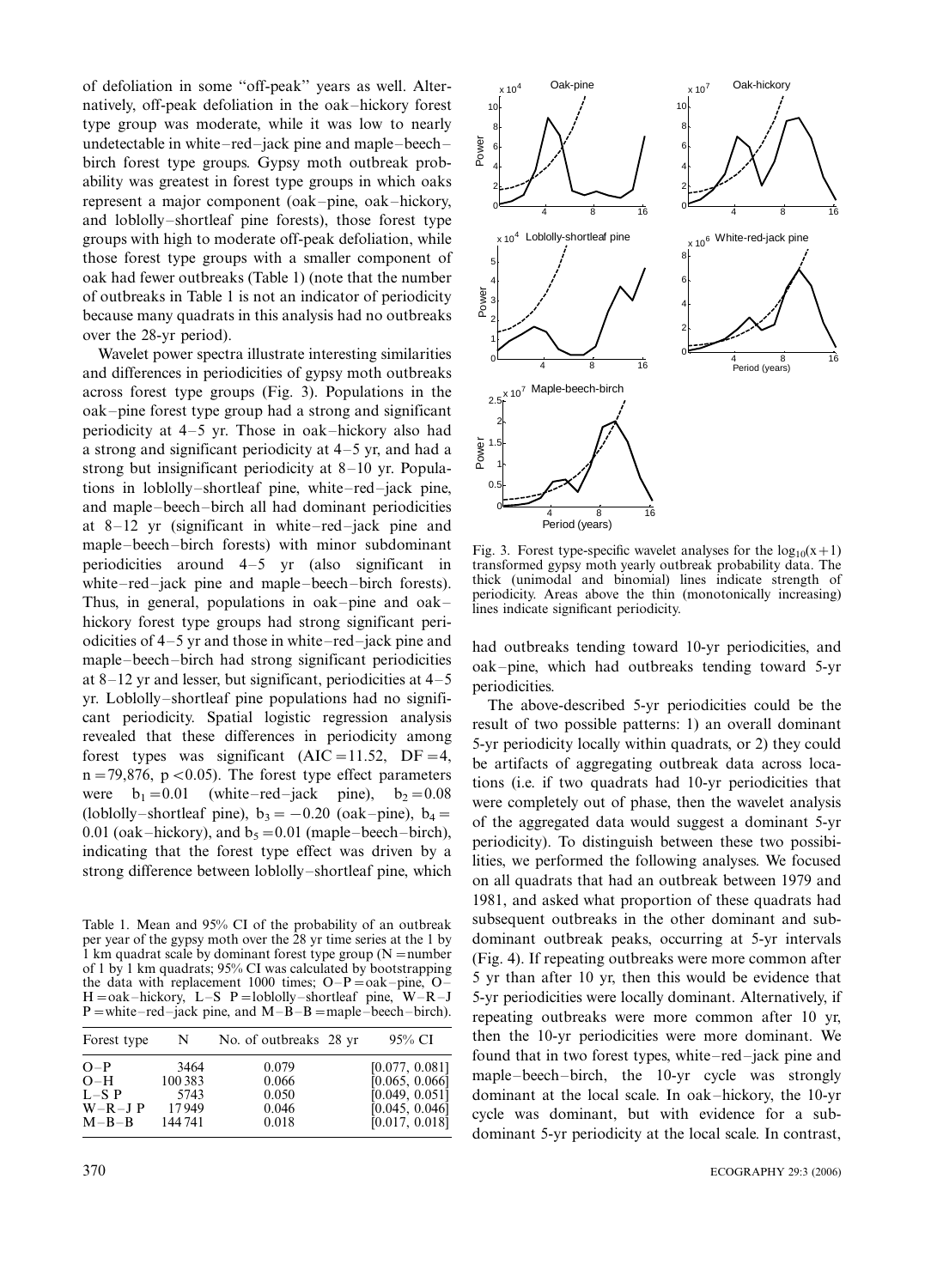of defoliation in some "off-peak" years as well. Alternatively, off-peak defoliation in the oak–hickory forest type group was moderate, while it was low to nearly undetectable in white–red–jack pine and maple–beech–birch forest type groups. Gypsy moth outbreak probability was greatest in forest type groups in which oaks represent a major component (oak–pine, oak–hickory, and loblolly–shortleaf pine forests), those forest type groups with high to moderate off-peak defoliation, while those forest type groups with a smaller component of oak had fewer outbreaks (Table 1) (note that the number of outbreaks in Table 1 is not an indicator of periodicity because many quadrats in this analysis had no outbreaks over the 28-yr period).

Wavelet power spectra illustrate interesting similarities and differences in periodicities of gypsy moth outbreaks across forest type groups (Fig. 3). Populations in the oak–pine forest type group had a strong and significant periodicity at 4–5 yr. Those in oak–hickory also had a strong and significant periodicity at 4–5 yr, and had a strong but insignificant periodicity at 8–10 yr. Populations in loblolly–shortleaf pine, white–red–jack pine, and maple–beech–birch all had dominant periodicities at 8–12 yr (significant in white–red–jack pine and maple–beech–birch forests) with minor subdominant periodicities around 4–5 yr (also significant in white–red–jack pine and maple–beech–birch forests). Thus, in general, populations in oak–pine and oak–hickory forest type groups had strong significant periodicities of 4–5 yr and those in white–red–jack pine and maple–beech–birch had strong significant periodicities at 8–12 yr and lesser, but significant, periodicities at 4–5 yr. Loblolly–shortleaf pine populations had no significant periodicity. Spatial logistic regression analysis revealed that these differences in periodicity among forest types was significant (AIC = 11.52, DF = 4, n = 79,876, $p < 0.05$). The forest type effect parameters were $b_1 = 0.01$ (white–red–jack pine), $b_2 = 0.08$ (loblolly–shortleaf pine), $b_3 = -0.20$ (oak–pine), $b_4 = 0.01$ (oak–hickory), and $b_5 = 0.01$ (maple–beech–birch), indicating that the forest type effect was driven by a strong difference between loblolly–shortleaf pine, which had outbreaks tending toward 10-yr periodicities, and oak–pine, which had outbreaks tending toward 5-yr periodicities.

Table 1. Mean and 95% CI of the probability of an outbreak per year of the gypsy moth over the 28 yr time series at the 1 by 1 km quadrat scale by dominant forest type group (N = number of 1 by 1 km quadrats; 95% CI was calculated by bootstrapping the data with replacement 1000 times; O–P = oak–pine, O–H = oak–hickory, L–S P = loblolly–shortleaf pine, W–R–J P = white–red–jack pine, and M–B–B = maple–beech–birch).

| Forest type | N | No. of outbreaks 28 yr | 95% CI |
|---|---|---|---|
| O–P | 3464 | 0.079 | [0.077, 0.081] |
| O–H | 100 383 | 0.066 | [0.065, 0.066] |
| L–S P | 5743 | 0.050 | [0.049, 0.051] |
| W–R–J P | 17 949 | 0.046 | [0.045, 0.046] |
| M–B–B | 144 741 | 0.018 | [0.017, 0.018] |

Fig. 3. Forest type-specific wavelet analyses for the $\log_{10}(x+1)$ transformed gypsy moth yearly outbreak probability data. The thick (unimodal and binomial) lines indicate strength of periodicity. Areas above the thin (monotonically increasing) lines indicate significant periodicity.

The above-described 5-yr periodicities could be the result of two possible patterns: 1) an overall dominant 5-yr periodicity locally within quadrats, or 2) they could be artifacts of aggregating outbreak data across locations (i.e. if two quadrats had 10-yr periodicities that were completely out of phase, then the wavelet analysis of the aggregated data would suggest a dominant 5-yr periodicity). To distinguish between these two possibilities, we performed the following analyses. We focused on all quadrats that had an outbreak between 1979 and 1981, and asked what proportion of these quadrats had subsequent outbreaks in the other dominant and subdominant outbreak peaks, occurring at 5-yr intervals (Fig. 4). If repeating outbreaks were more common after 5 yr than after 10 yr, then this would be evidence that 5-yr periodicities were locally dominant. Alternatively, if repeating outbreaks were more common after 10 yr, then the 10-yr periodicities were more dominant. We found that in two forest types, white–red–jack pine and maple–beech–birch, the 10-yr cycle was strongly dominant at the local scale. In oak–hickory, the 10-yr cycle was dominant, but with evidence for a subdominant 5-yr periodicity at the local scale. In contrast,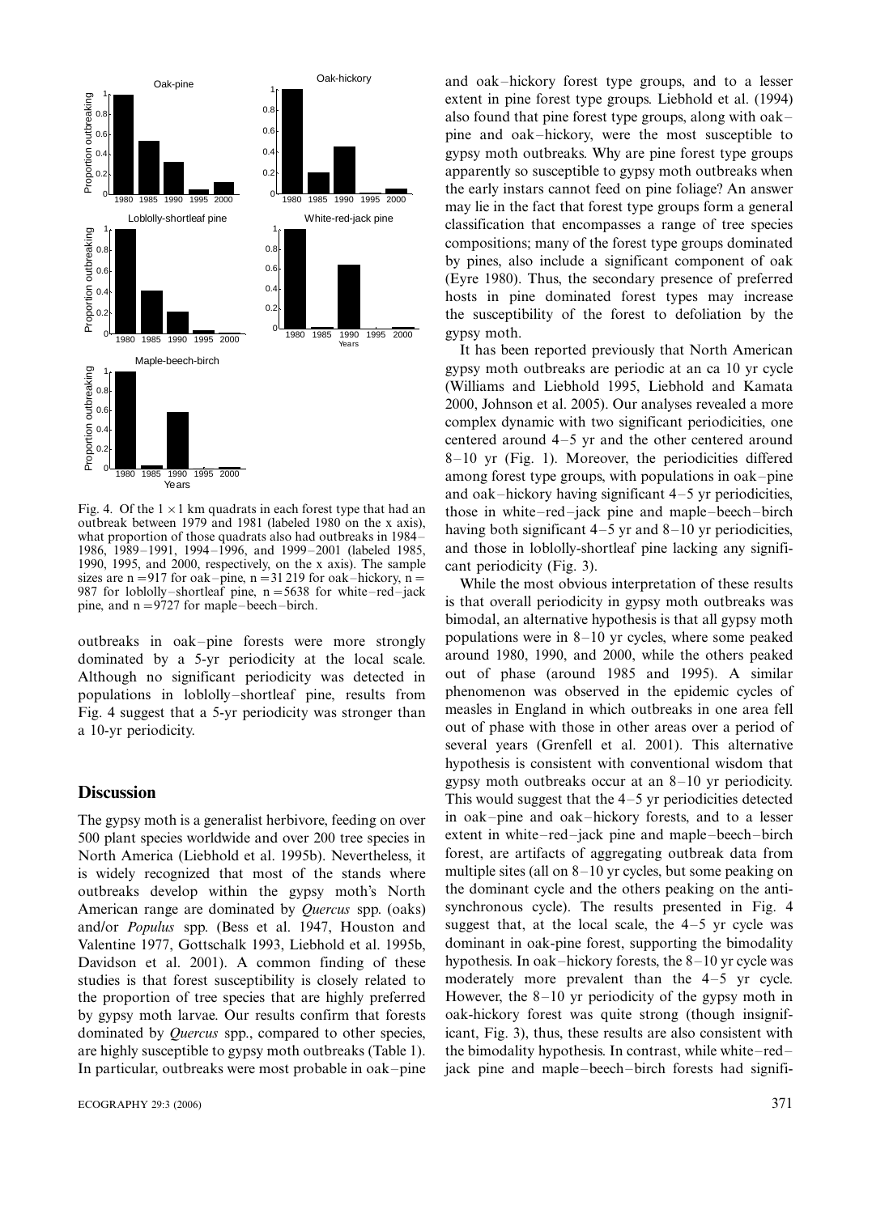Fig. 4. Of the $1 \times 1$ km quadrats in each forest type that had an outbreak between 1979 and 1981 (labeled 1980 on the x axis), what proportion of those quadrats also had outbreaks in 1984–1986, 1989–1991, 1994–1996, and 1999–2001 (labeled 1985, 1990, 1995, and 2000, respectively, on the x axis). The sample sizes are n = 917 for oak–pine, n = 31 219 for oak–hickory, n = 987 for loblolly–shortleaf pine, n = 5638 for white–red–jack pine, and n = 9727 for maple–beech–birch.

outbreaks in oak–pine forests were more strongly dominated by a 5-yr periodicity at the local scale. Although no significant periodicity was detected in populations in loblolly–shortleaf pine, results from Fig. 4 suggest that a 5-yr periodicity was stronger than a 10-yr periodicity.

## Discussion

The gypsy moth is a generalist herbivore, feeding on over 500 plant species worldwide and over 200 tree species in North America (Liebhold et al. 1995b). Nevertheless, it is widely recognized that most of the stands where outbreaks develop within the gypsy moth's North American range are dominated by *Quercus* spp. (oaks) and/or *Populus* spp. (Bess et al. 1947, Houston and Valentine 1977, Gottschalk 1993, Liebhold et al. 1995b, Davidson et al. 2001). A common finding of these studies is that forest susceptibility is closely related to the proportion of tree species that are highly preferred by gypsy moth larvae. Our results confirm that forests dominated by *Quercus* spp., compared to other species, are highly susceptible to gypsy moth outbreaks (Table 1). In particular, outbreaks were most probable in oak–pine and oak–hickory forest type groups, and to a lesser extent in pine forest type groups. Liebhold et al. (1994) also found that pine forest type groups, along with oak–pine and oak–hickory, were the most susceptible to gypsy moth outbreaks. Why are pine forest type groups apparently so susceptible to gypsy moth outbreaks when the early instars cannot feed on pine foliage? An answer may lie in the fact that forest type groups form a general classification that encompasses a range of tree species compositions; many of the forest type groups dominated by pines, also include a significant component of oak (Eyre 1980). Thus, the secondary presence of preferred hosts in pine dominated forest types may increase the susceptibility of the forest to defoliation by the gypsy moth.

It has been reported previously that North American gypsy moth outbreaks are periodic at an ca 10 yr cycle (Williams and Liebhold 1995, Liebhold and Kamata 2000, Johnson et al. 2005). Our analyses revealed a more complex dynamic with two significant periodicities, one centered around 4–5 yr and the other centered around 8–10 yr (Fig. 1). Moreover, the periodicities differed among forest type groups, with populations in oak–pine and oak–hickory having significant 4–5 yr periodicities, those in white–red–jack pine and maple–beech–birch having both significant 4–5 yr and 8–10 yr periodicities, and those in loblolly-shortleaf pine lacking any significant periodicity (Fig. 3).

While the most obvious interpretation of these results is that overall periodicity in gypsy moth outbreaks was bimodal, an alternative hypothesis is that all gypsy moth populations were in 8–10 yr cycles, where some peaked around 1980, 1990, and 2000, while the others peaked out of phase (around 1985 and 1995). A similar phenomenon was observed in the epidemic cycles of measles in England in which outbreaks in one area fell out of phase with those in other areas over a period of several years (Grenfell et al. 2001). This alternative hypothesis is consistent with conventional wisdom that gypsy moth outbreaks occur at an 8–10 yr periodicity. This would suggest that the 4–5 yr periodicities detected in oak–pine and oak–hickory forests, and to a lesser extent in white–red–jack pine and maple–beech–birch forest, are artifacts of aggregating outbreak data from multiple sites (all on 8–10 yr cycles, but some peaking on the dominant cycle and the others peaking on the anti-synchronous cycle). The results presented in Fig. 4 suggest that, at the local scale, the 4–5 yr cycle was dominant in oak-pine forest, supporting the bimodality hypothesis. In oak–hickory forests, the 8–10 yr cycle was moderately more prevalent than the 4–5 yr cycle. However, the 8–10 yr periodicity of the gypsy moth in oak-hickory forest was quite strong (though insignificant, Fig. 3), thus, these results are also consistent with the bimodality hypothesis. In contrast, while white–red–jack pine and maple–beech–birch forests had signifi-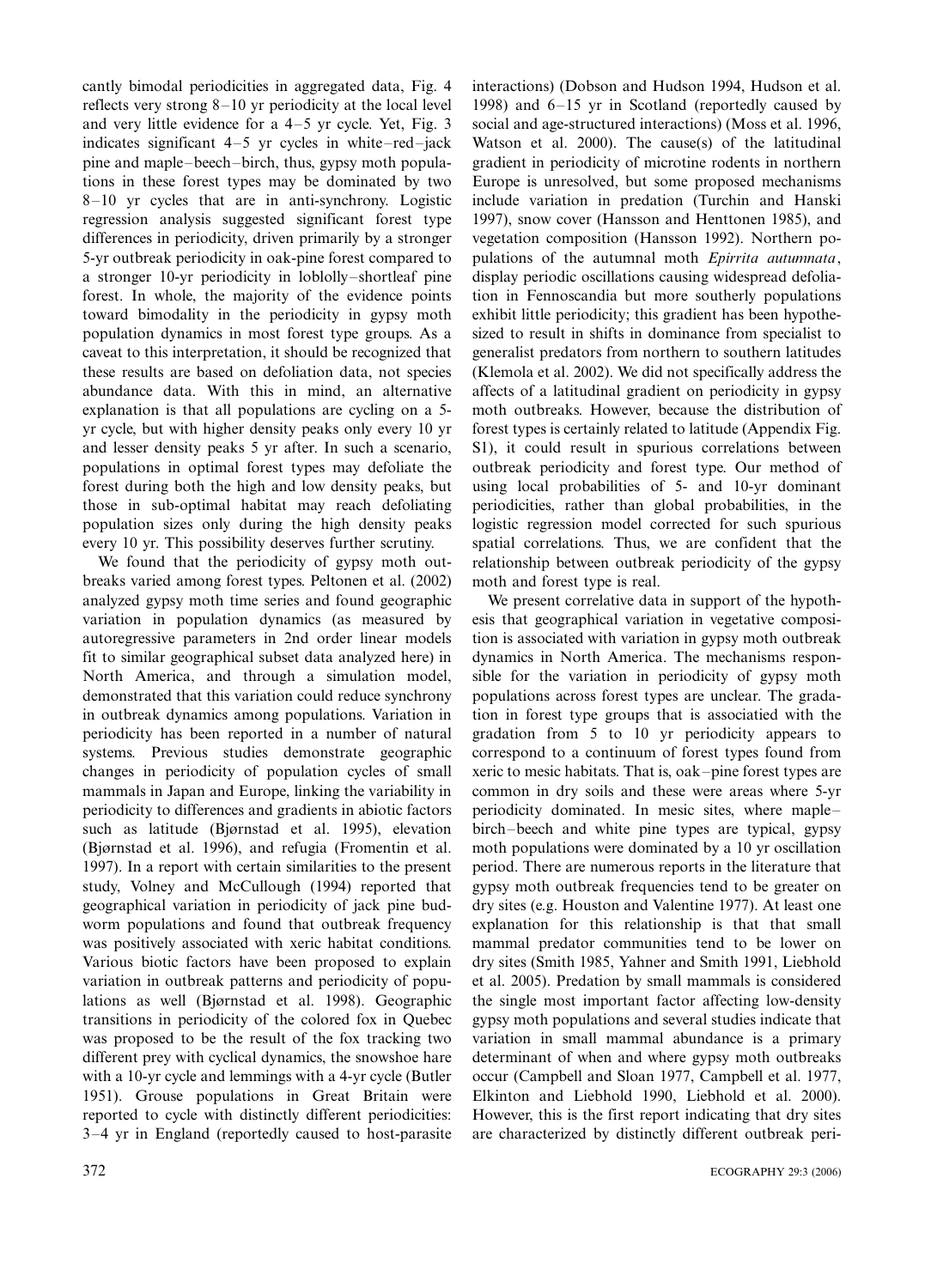cantly bimodal periodicities in aggregated data, Fig. 4 reflects very strong 8–10 yr periodicity at the local level and very little evidence for a 4–5 yr cycle. Yet, Fig. 3 indicates significant 4–5 yr cycles in white–red–jack pine and maple–beech–birch, thus, gypsy moth populations in these forest types may be dominated by two 8–10 yr cycles that are in anti-synchrony. Logistic regression analysis suggested significant forest type differences in periodicity, driven primarily by a stronger 5-yr outbreak periodicity in oak-pine forest compared to a stronger 10-yr periodicity in loblolly–shortleaf pine forest. In whole, the majority of the evidence points toward bimodality in the periodicity in gypsy moth population dynamics in most forest type groups. As a caveat to this interpretation, it should be recognized that these results are based on defoliation data, not species abundance data. With this in mind, an alternative explanation is that all populations are cycling on a 5-yr cycle, but with higher density peaks only every 10 yr and lesser density peaks 5 yr after. In such a scenario, populations in optimal forest types may defoliate the forest during both the high and low density peaks, but those in sub-optimal habitat may reach defoliating population sizes only during the high density peaks every 10 yr. This possibility deserves further scrutiny.

We found that the periodicity of gypsy moth outbreaks varied among forest types. Peltonen et al. (2002) analyzed gypsy moth time series and found geographic variation in population dynamics (as measured by autoregressive parameters in 2nd order linear models fit to similar geographical subset data analyzed here) in North America, and through a simulation model, demonstrated that this variation could reduce synchrony in outbreak dynamics among populations. Variation in periodicity has been reported in a number of natural systems. Previous studies demonstrate geographic changes in periodicity of population cycles of small mammals in Japan and Europe, linking the variability in periodicity to differences and gradients in abiotic factors such as latitude (Bjørnstad et al. 1995), elevation (Bjørnstad et al. 1996), and refugia (Fromentin et al. 1997). In a report with certain similarities to the present study, Volney and McCullough (1994) reported that geographical variation in periodicity of jack pine budworm populations and found that outbreak frequency was positively associated with xeric habitat conditions. Various biotic factors have been proposed to explain variation in outbreak patterns and periodicity of populations as well (Bjørnstad et al. 1998). Geographic transitions in periodicity of the colored fox in Quebec was proposed to be the result of the fox tracking two different prey with cyclical dynamics, the snowshoe hare with a 10-yr cycle and lemmings with a 4-yr cycle (Butler 1951). Grouse populations in Great Britain were reported to cycle with distinctly different periodicities: 3–4 yr in England (reportedly caused to host-parasite interactions) (Dobson and Hudson 1994, Hudson et al. 1998) and 6–15 yr in Scotland (reportedly caused by social and age-structured interactions) (Moss et al. 1996, Watson et al. 2000). The cause(s) of the latitudinal gradient in periodicity of microtine rodents in northern Europe is unresolved, but some proposed mechanisms include variation in predation (Turchin and Hanski 1997), snow cover (Hansson and Henttonen 1985), and vegetation composition (Hansson 1992). Northern populations of the autumnal moth *Epirrita autumnata*, display periodic oscillations causing widespread defoliation in Fennoscandia but more southerly populations exhibit little periodicity; this gradient has been hypothesized to result in shifts in dominance from specialist to generalist predators from northern to southern latitudes (Klemola et al. 2002). We did not specifically address the affects of a latitudinal gradient on periodicity in gypsy moth outbreaks. However, because the distribution of forest types is certainly related to latitude (Appendix Fig. S1), it could result in spurious correlations between outbreak periodicity and forest type. Our method of using local probabilities of 5- and 10-yr dominant periodicities, rather than global probabilities, in the logistic regression model corrected for such spurious spatial correlations. Thus, we are confident that the relationship between outbreak periodicity of the gypsy moth and forest type is real.

We present correlative data in support of the hypothesis that geographical variation in vegetative composition is associated with variation in gypsy moth outbreak dynamics in North America. The mechanisms responsible for the variation in periodicity of gypsy moth populations across forest types are unclear. The gradation in forest type groups that is associatied with the gradation from 5 to 10 yr periodicity appears to correspond to a continuum of forest types found from xeric to mesic habitats. That is, oak–pine forest types are common in dry soils and these were areas where 5-yr periodicity dominated. In mesic sites, where maple–birch–beech and white pine types are typical, gypsy moth populations were dominated by a 10 yr oscillation period. There are numerous reports in the literature that gypsy moth outbreak frequencies tend to be greater on dry sites (e.g. Houston and Valentine 1977). At least one explanation for this relationship is that that small mammal predator communities tend to be lower on dry sites (Smith 1985, Yahner and Smith 1991, Liebhold et al. 2005). Predation by small mammals is considered the single most important factor affecting low-density gypsy moth populations and several studies indicate that variation in small mammal abundance is a primary determinant of when and where gypsy moth outbreaks occur (Campbell and Sloan 1977, Campbell et al. 1977, Elkinton and Liebhold 1990, Liebhold et al. 2000). However, this is the first report indicating that dry sites are characterized by distinctly different outbreak peri-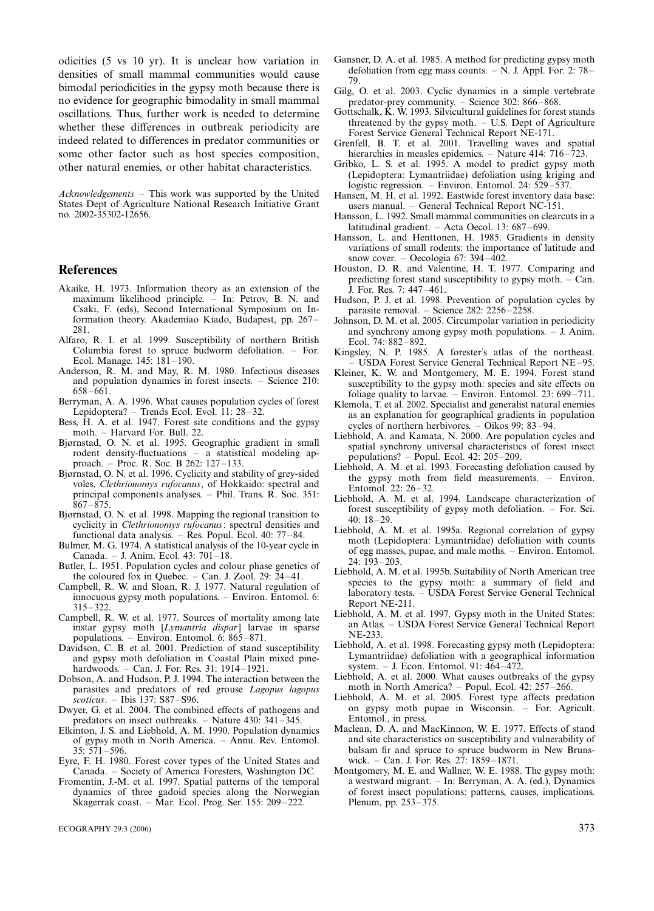odicities (5 vs 10 yr). It is unclear how variation in densities of small mammal communities would cause bimodal periodicities in the gypsy moth because there is no evidence for geographic bimodality in small mammal oscillations. Thus, further work is needed to determine whether these differences in outbreak periodicity are indeed related to differences in predator communities or some other factor such as host species composition, other natural enemies, or other habitat characteristics.

*Acknowledgements* – This work was supported by the United States Dept of Agriculture National Research Initiative Grant no. 2002-35302-12656.

## References

Akaike, H. 1973. Information theory as an extension of the maximum likelihood principle. – In: Petrov, B. N. and Csaki, F. (eds), Second International Symposium on Information theory. Akademiao Kiado, Budapest, pp. 267–281.

Alfaro, R. I. et al. 1999. Susceptibility of northern British Columbia forest to spruce budworm defoliation. – For. Ecol. Manage. 145: 181–190.

Anderson, R. M. and May, R. M. 1980. Infectious diseases and population dynamics in forest insects. – Science 210: 658–661.

Berryman, A. A. 1996. What causes population cycles of forest Lepidoptera? – Trends Ecol. Evol. 11: 28–32.

Bess, H. A. et al. 1947. Forest site conditions and the gypsy moth. – Harvard For. Bull. 22.

Bjørnstad, O. N. et al. 1995. Geographic gradient in small rodent density-fluctuations – a statistical modeling approach. – Proc. R. Soc. B 262: 127–133.

Bjørnstad, O. N. et al. 1996. Cyclicity and stability of grey-sided voles, *Clethrionomys rufocanus*, of Hokkaido: spectral and principal components analyses. – Phil. Trans. R. Soc. 351: 867–875.

Bjørnstad, O. N. et al. 1998. Mapping the regional transition to cyclicity in *Clethrionomys rufocanus*: spectral densities and functional data analysis. – Res. Popul. Ecol. 40: 77–84.

Bulmer, M. G. 1974. A statistical analysis of the 10-year cycle in Canada. – J. Anim. Ecol. 43: 701–18.

Butler, L. 1951. Population cycles and colour phase genetics of the coloured fox in Quebec. – Can. J. Zool. 29: 24–41.

Campbell, R. W. and Sloan, R. J. 1977. Natural regulation of innocuous gypsy moth populations. – Environ. Entomol. 6: 315–322.

Campbell, R. W. et al. 1977. Sources of mortality among late instar gypsy moth [*Lymantria dispar*] larvae in sparse populations. – Environ. Entomol. 6: 865–871.

Davidson, C. B. et al. 2001. Prediction of stand susceptibility and gypsy moth defoliation in Coastal Plain mixed pine-hardwoods. – Can. J. For. Res. 31: 1914–1921.

Dobson, A. and Hudson, P. J. 1994. The interaction between the parasites and predators of red grouse *Lagopus lagopus scoticus*. – Ibis 137: S87–S96.

Dwyer, G. et al. 2004. The combined effects of pathogens and predators on insect outbreaks. – Nature 430: 341–345.

Elkinton, J. S. and Liebhold, A. M. 1990. Population dynamics of gypsy moth in North America. – Annu. Rev. Entomol. 35: 571–596.

Eyre, F. H. 1980. Forest cover types of the United States and Canada. – Society of America Foresters, Washington DC.

Fromentin, J.-M. et al. 1997. Spatial patterns of the temporal dynamics of three gadoid species along the Norwegian Skagerrak coast. – Mar. Ecol. Prog. Ser. 155: 209–222.

Gansner, D. A. et al. 1985. A method for predicting gypsy moth defoliation from egg mass counts. – N. J. Appl. For. 2: 78–79.

Gilg, O. et al. 2003. Cyclic dynamics in a simple vertebrate predator-prey community. – Science 302: 866–868.

Gottschalk, K. W. 1993. Silvicultural guidelines for forest stands threatened by the gypsy moth. – U.S. Dept of Agriculture Forest Service General Technical Report NE-171.

Grenfell, B. T. et al. 2001. Travelling waves and spatial hierarchies in measles epidemics. – Nature 414: 716–723.

Gribko, L. S. et al. 1995. A model to predict gypsy moth (Lepidoptera: Lymantriidae) defoliation using kriging and logistic regression. – Environ. Entomol. 24: 529–537.

Hansen, M. H. et al. 1992. Eastwide forest inventory data base: users manual. – General Technical Report NC-151.

Hansson, L. 1992. Small mammal communities on clearcuts in a latitudinal gradient. – Acta Oecol. 13: 687–699.

Hansson, L. and Henttonen, H. 1985. Gradients in density variations of small rodents: the importance of latitude and snow cover. – Oecologia 67: 394–402.

Houston, D. R. and Valentine, H. T. 1977. Comparing and predicting forest stand susceptibility to gypsy moth. – Can. J. For. Res. 7: 447–461.

Hudson, P. J. et al. 1998. Prevention of population cycles by parasite removal. – Science 282: 2256–2258.

Johnson, D. M. et al. 2005. Circumpolar variation in periodicity and synchrony among gypsy moth populations. – J. Anim. Ecol. 74: 882–892.

Kingsley, N. P. 1985. A forester's atlas of the northeast. – USDA Forest Service General Technical Report NE–95.

Kleiner, K. W. and Montgomery, M. E. 1994. Forest stand susceptibility to the gypsy moth: species and site effects on foliage quality to larvae. – Environ. Entomol. 23: 699–711.

Klemola, T. et al. 2002. Specialist and generalist natural enemies as an explanation for geographical gradients in population cycles of northern herbivores. – Oikos 99: 83–94.

Liebhold, A. and Kamata, N. 2000. Are population cycles and spatial synchrony universal characteristics of forest insect populations? – Popul. Ecol. 42: 205–209.

Liebhold, A. M. et al. 1993. Forecasting defoliation caused by the gypsy moth from field measurements. – Environ. Entomol. 22: 26–32.

Liebhold, A. M. et al. 1994. Landscape characterization of forest susceptibility of gypsy moth defoliation. – For. Sci. 40: 18–29.

Liebhold, A. M. et al. 1995a. Regional correlation of gypsy moth (Lepidoptera: Lymantriidae) defoliation with counts of egg masses, pupae, and male moths. – Environ. Entomol. 24: 193–203.

Liebhold, A. M. et al. 1995b. Suitability of North American tree species to the gypsy moth: a summary of field and laboratory tests. – USDA Forest Service General Technical Report NE-211.

Liebhold, A. M. et al. 1997. Gypsy moth in the United States: an Atlas. – USDA Forest Service General Technical Report NE-233.

Liebhold, A. et al. 1998. Forecasting gypsy moth (Lepidoptera: Lymantriidae) defoliation with a geographical information system. – J. Econ. Entomol. 91: 464–472.

Liebhold, A. et al. 2000. What causes outbreaks of the gypsy moth in North America? – Popul. Ecol. 42: 257–266.

Liebhold, A. M. et al. 2005. Forest type affects predation on gypsy moth pupae in Wisconsin. – For. Agricult. Entomol., in press.

Maclean, D. A. and MacKinnon, W. E. 1977. Effects of stand and site characteristics on susceptibility and vulnerability of balsam fir and spruce to spruce budworm in New Brunswick. – Can. J. For. Res. 27: 1859–1871.

Montgomery, M. E. and Wallner, W. E. 1988. The gypsy moth: a westward migrant. – In: Berryman, A. A. (ed.), Dynamics of forest insect populations: patterns, causes, implications. Plenum, pp. 253–375.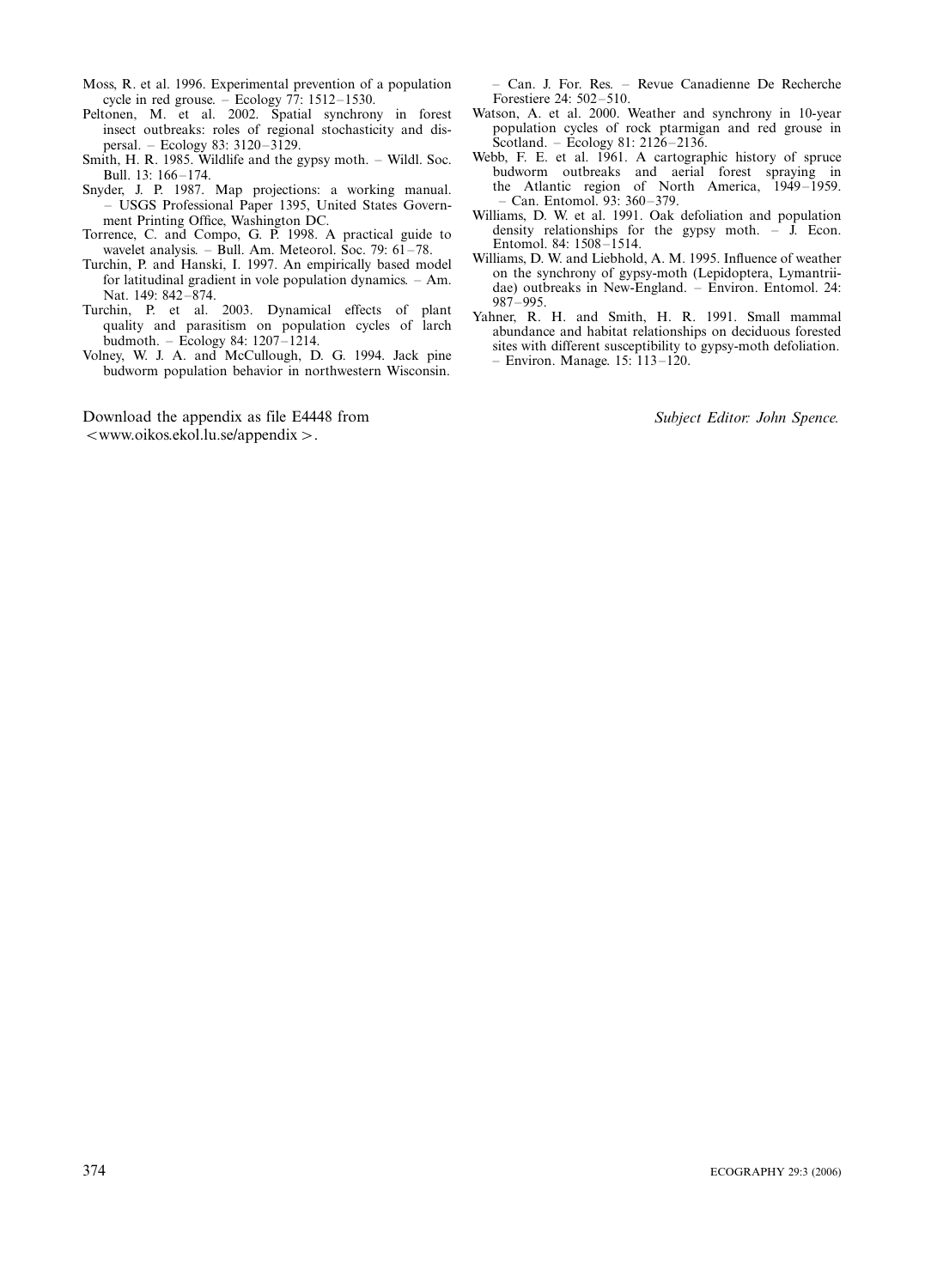Moss, R. et al. 1996. Experimental prevention of a population cycle in red grouse. – Ecology 77: 1512–1530.

Peltonen, M. et al. 2002. Spatial synchrony in forest insect outbreaks: roles of regional stochasticity and dispersal. – Ecology 83: 3120–3129.

Smith, H. R. 1985. Wildlife and the gypsy moth. – Wildl. Soc. Bull. 13: 166–174.

Snyder, J. P. 1987. Map projections: a working manual. – USGS Professional Paper 1395, United States Government Printing Office, Washington DC.

Torrence, C. and Compo, G. P. 1998. A practical guide to wavelet analysis. – Bull. Am. Meteorol. Soc. 79: 61–78.

Turchin, P. and Hanski, I. 1997. An empirically based model for latitudinal gradient in vole population dynamics. – Am. Nat. 149: 842–874.

Turchin, P. et al. 2003. Dynamical effects of plant quality and parasitism on population cycles of larch budmoth. – Ecology 84: 1207–1214.

Volney, W. J. A. and McCullough, D. G. 1994. Jack pine budworm population behavior in northwestern Wisconsin. – Can. J. For. Res. – Revue Canadienne De Recherche Forestiere 24: 502–510.

Watson, A. et al. 2000. Weather and synchrony in 10-year population cycles of rock ptarmigan and red grouse in Scotland. – Ecology 81: 2126–2136.

Webb, F. E. et al. 1961. A cartographic history of spruce budworm outbreaks and aerial forest spraying in the Atlantic region of North America, 1949–1959. – Can. Entomol. 93: 360–379.

Williams, D. W. et al. 1991. Oak defoliation and population density relationships for the gypsy moth. – J. Econ. Entomol. 84: 1508–1514.

Williams, D. W. and Liebhold, A. M. 1995. Influence of weather on the synchrony of gypsy-moth (Lepidoptera, Lymantriidae) outbreaks in New-England. – Environ. Entomol. 24: 987–995.

Yahner, R. H. and Smith, H. R. 1991. Small mammal abundance and habitat relationships on deciduous forested sites with different susceptibility to gypsy-moth defoliation. – Environ. Manage. 15: 113–120.

Download the appendix as file E4448 from <www.oikos.ekol.lu.se/appendix>.

*Subject Editor: John Spence.*